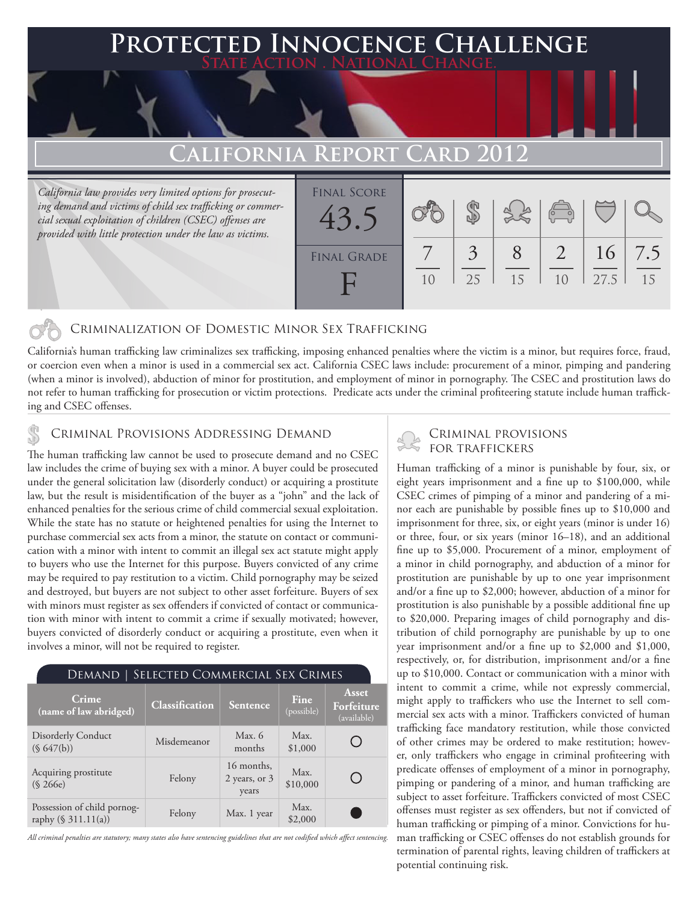# Protected Innocence Challenge

**State Action . National Change.**

## California Report Card 2012

*California law provides very limited options for prosecuting demand and victims of child sex trafficking or commercial sexual exploitation of children (CSEC) offenses are provided with little protection under the law as victims.*

**Final Score:** 43.5

**Final Grade:** F

| Criminalization of Domestic Minor Sex Trafficking | Criminal Provisions Addressing Demand | Criminal Provisions for Traffickers | Criminal Provisions for Facilitators | Protective Provisions for the Child Victims | Criminal Justice Tools for Investigation and Prosecution |
|---|---|---|---|---|---|
| 7/10 | 3/25 | 8/15 | 2/10 | 16/27.5 | 7.5/15 |

### Criminalization of Domestic Minor Sex Trafficking

California's human trafficking law criminalizes sex trafficking, imposing enhanced penalties where the victim is a minor, but requires force, fraud, or coercion even when a minor is used in a commercial sex act. California CSEC laws include: procurement of a minor, pimping and pandering (when a minor is involved), abduction of minor for prostitution, and employment of minor in pornography. The CSEC and prostitution laws do not refer to human trafficking for prosecution or victim protections. Predicate acts under the criminal profiteering statute include human trafficking and CSEC offenses.

### Criminal Provisions Addressing Demand

The human trafficking law cannot be used to prosecute demand and no CSEC law includes the crime of buying sex with a minor. A buyer could be prosecuted under the general solicitation law (disorderly conduct) or acquiring a prostitute law, but the result is misidentification of the buyer as a "john" and the lack of enhanced penalties for the serious crime of child commercial sexual exploitation. While the state has no statute or heightened penalties for using the Internet to purchase commercial sex acts from a minor, the statute on contact or communication with a minor with intent to commit an illegal sex act statute might apply to buyers who use the Internet for this purpose. Buyers convicted of any crime may be required to pay restitution to a victim. Child pornography may be seized and destroyed, but buyers are not subject to other asset forfeiture. Buyers of sex with minors must register as sex offenders if convicted of contact or communication with minor with intent to commit a crime if sexually motivated; however, buyers convicted of disorderly conduct or acquiring a prostitute, even when it involves a minor, will not be required to register.

**Demand | Selected Commercial Sex Crimes**

| Crime (name of law abridged) | Classification | Sentence | Fine (possible) | Asset Forfeiture (available) |
|---|---|---|---|---|
| Disorderly Conduct (§ 647(b)) | Misdemeanor | Max. 6 months | Max. $1,000 | ○ |
| Acquiring prostitute (§ 266e) | Felony | 16 months, 2 years, or 3 years | Max. $10,000 | ○ |
| Possession of child pornography (§ 311.11(a)) | Felony | Max. 1 year | Max. $2,000 | ● |

*All criminal penalties are statutory; many states also have sentencing guidelines that are not codified which affect sentencing.*

### Criminal Provisions for Traffickers

Human trafficking of a minor is punishable by four, six, or eight years imprisonment and a fine up to $100,000, while CSEC crimes of pimping of a minor and pandering of a minor each are punishable by possible fines up to $10,000 and imprisonment for three, six, or eight years (minor is under 16) or three, four, or six years (minor 16–18), and an additional fine up to $5,000. Procurement of a minor, employment of a minor in child pornography, and abduction of a minor for prostitution are punishable by up to one year imprisonment and/or a fine up to $2,000; however, abduction of a minor for prostitution is also punishable by a possible additional fine up to $20,000. Preparing images of child pornography and distribution of child pornography are punishable by up to one year imprisonment and/or a fine up to $2,000 and $1,000, respectively, or, for distribution, imprisonment and/or a fine up to $10,000. Contact or communication with a minor with intent to commit a crime, while not expressly commercial, might apply to traffickers who use the Internet to sell commercial sex acts with a minor. Traffickers convicted of human trafficking face mandatory restitution, while those convicted of other crimes may be ordered to make restitution; however, only traffickers who engage in criminal profiteering with predicate offenses of employment of a minor in pornography, pimping or pandering of a minor, and human trafficking are subject to asset forfeiture. Traffickers convicted of most CSEC offenses must register as sex offenders, but not if convicted of human trafficking or pimping of a minor. Convictions for human trafficking or CSEC offenses do not establish grounds for termination of parental rights, leaving children of traffickers at potential continuing risk.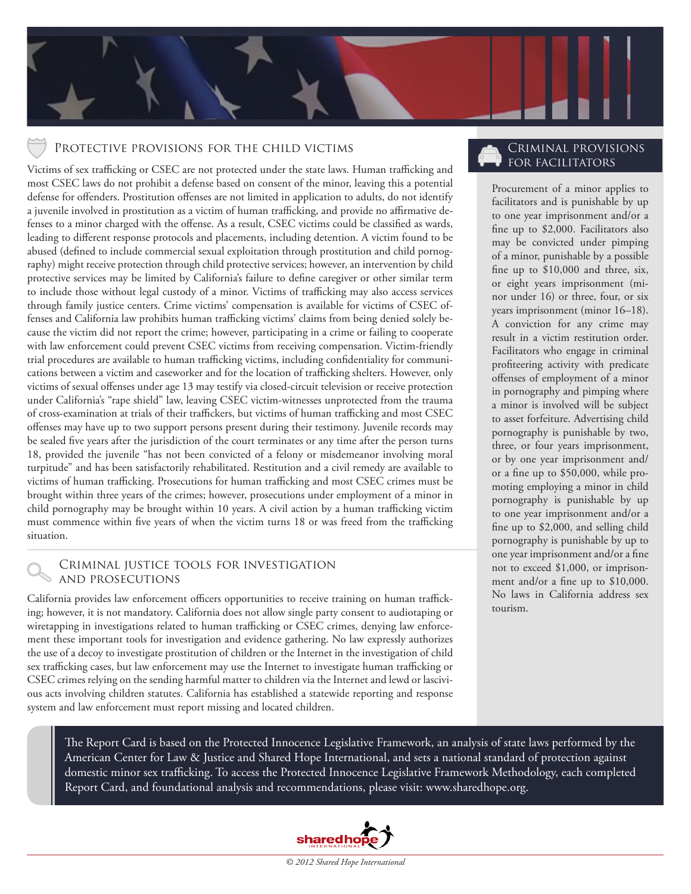## Protective provisions for the child victims

Victims of sex trafficking or CSEC are not protected under the state laws. Human trafficking and most CSEC laws do not prohibit a defense based on consent of the minor, leaving this a potential defense for offenders. Prostitution offenses are not limited in application to adults, do not identify a juvenile involved in prostitution as a victim of human trafficking, and provide no affirmative defenses to a minor charged with the offense. As a result, CSEC victims could be classified as wards, leading to different response protocols and placements, including detention. A victim found to be abused (defined to include commercial sexual exploitation through prostitution and child pornography) might receive protection through child protective services; however, an intervention by child protective services may be limited by California's failure to define caregiver or other similar term to include those without legal custody of a minor. Victims of trafficking may also access services through family justice centers. Crime victims' compensation is available for victims of CSEC offenses and California law prohibits human trafficking victims' claims from being denied solely because the victim did not report the crime; however, participating in a crime or failing to cooperate with law enforcement could prevent CSEC victims from receiving compensation. Victim-friendly trial procedures are available to human trafficking victims, including confidentiality for communications between a victim and caseworker and for the location of trafficking shelters. However, only victims of sexual offenses under age 13 may testify via closed-circuit television or receive protection under California's "rape shield" law, leaving CSEC victim-witnesses unprotected from the trauma of cross-examination at trials of their traffickers, but victims of human trafficking and most CSEC offenses may have up to two support persons present during their testimony. Juvenile records may be sealed five years after the jurisdiction of the court terminates or any time after the person turns 18, provided the juvenile "has not been convicted of a felony or misdemeanor involving moral turpitude" and has been satisfactorily rehabilitated. Restitution and a civil remedy are available to victims of human trafficking. Prosecutions for human trafficking and most CSEC crimes must be brought within three years of the crimes; however, prosecutions under employment of a minor in child pornography may be brought within 10 years. A civil action by a human trafficking victim must commence within five years of when the victim turns 18 or was freed from the trafficking situation.

## Criminal justice tools for investigation and prosecutions

California provides law enforcement officers opportunities to receive training on human trafficking; however, it is not mandatory. California does not allow single party consent to audiotaping or wiretapping in investigations related to human trafficking or CSEC crimes, denying law enforcement these important tools for investigation and evidence gathering. No law expressly authorizes the use of a decoy to investigate prostitution of children or the Internet in the investigation of child sex trafficking cases, but law enforcement may use the Internet to investigate human trafficking or CSEC crimes relying on the sending harmful matter to children via the Internet and lewd or lascivious acts involving children statutes. California has established a statewide reporting and response system and law enforcement must report missing and located children.

## Criminal provisions for facilitators

Procurement of a minor applies to facilitators and is punishable by up to one year imprisonment and/or a fine up to $2,000. Facilitators also may be convicted under pimping of a minor, punishable by a possible fine up to $10,000 and three, six, or eight years imprisonment (minor under 16) or three, four, or six years imprisonment (minor 16–18). A conviction for any crime may result in a victim restitution order. Facilitators who engage in criminal profiteering activity with predicate offenses of employment of a minor in pornography and pimping where a minor is involved will be subject to asset forfeiture. Advertising child pornography is punishable by two, three, or four years imprisonment, or by one year imprisonment and/or a fine up to $50,000, while promoting employing a minor in child pornography is punishable by up to one year imprisonment and/or a fine up to $2,000, and selling child pornography is punishable by up to one year imprisonment and/or a fine not to exceed $1,000, or imprisonment and/or a fine up to $10,000. No laws in California address sex tourism.

The Report Card is based on the Protected Innocence Legislative Framework, an analysis of state laws performed by the American Center for Law & Justice and Shared Hope International, and sets a national standard of protection against domestic minor sex trafficking. To access the Protected Innocence Legislative Framework Methodology, each completed Report Card, and foundational analysis and recommendations, please visit: www.sharedhope.org.

shared hope INTERNATIONAL

*© 2012 Shared Hope International*